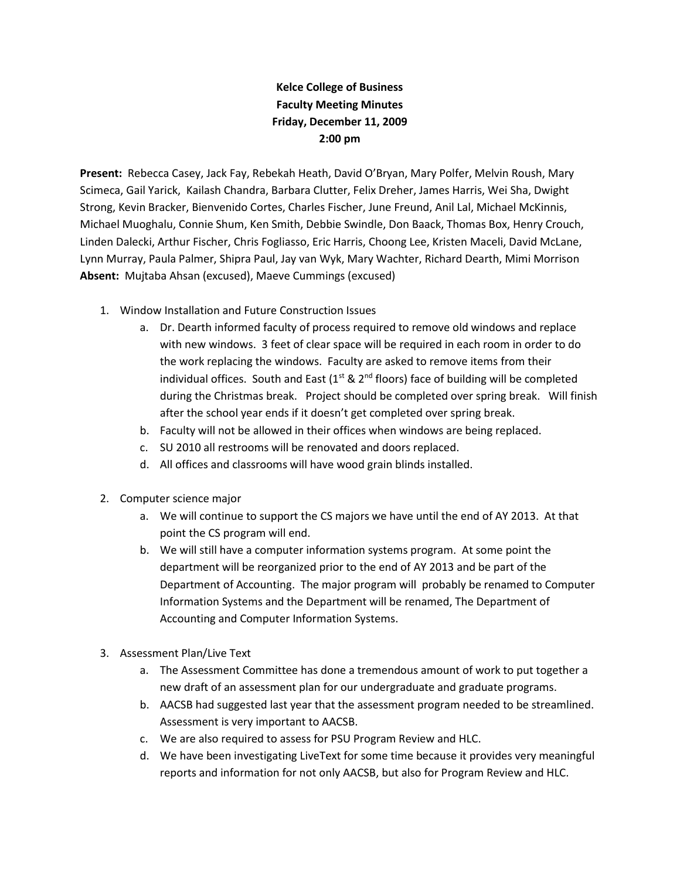**Kelce College of Business**
**Faculty Meeting Minutes**
**Friday, December 11, 2009**
**2:00 pm**

**Present:** Rebecca Casey, Jack Fay, Rebekah Heath, David O'Bryan, Mary Polfer, Melvin Roush, Mary Scimeca, Gail Yarick, Kailash Chandra, Barbara Clutter, Felix Dreher, James Harris, Wei Sha, Dwight Strong, Kevin Bracker, Bienvenido Cortes, Charles Fischer, June Freund, Anil Lal, Michael McKinnis, Michael Muoghalu, Connie Shum, Ken Smith, Debbie Swindle, Don Baack, Thomas Box, Henry Crouch, Linden Dalecki, Arthur Fischer, Chris Fogliasso, Eric Harris, Choong Lee, Kristen Maceli, David McLane, Lynn Murray, Paula Palmer, Shipra Paul, Jay van Wyk, Mary Wachter, Richard Dearth, Mimi Morrison
**Absent:** Mujtaba Ahsan (excused), Maeve Cummings (excused)

1. Window Installation and Future Construction Issues
   a. Dr. Dearth informed faculty of process required to remove old windows and replace with new windows. 3 feet of clear space will be required in each room in order to do the work replacing the windows. Faculty are asked to remove items from their individual offices. South and East (1st & 2nd floors) face of building will be completed during the Christmas break. Project should be completed over spring break. Will finish after the school year ends if it doesn't get completed over spring break.
   b. Faculty will not be allowed in their offices when windows are being replaced.
   c. SU 2010 all restrooms will be renovated and doors replaced.
   d. All offices and classrooms will have wood grain blinds installed.

2. Computer science major
   a. We will continue to support the CS majors we have until the end of AY 2013. At that point the CS program will end.
   b. We will still have a computer information systems program. At some point the department will be reorganized prior to the end of AY 2013 and be part of the Department of Accounting. The major program will probably be renamed to Computer Information Systems and the Department will be renamed, The Department of Accounting and Computer Information Systems.

3. Assessment Plan/Live Text
   a. The Assessment Committee has done a tremendous amount of work to put together a new draft of an assessment plan for our undergraduate and graduate programs.
   b. AACSB had suggested last year that the assessment program needed to be streamlined. Assessment is very important to AACSB.
   c. We are also required to assess for PSU Program Review and HLC.
   d. We have been investigating LiveText for some time because it provides very meaningful reports and information for not only AACSB, but also for Program Review and HLC.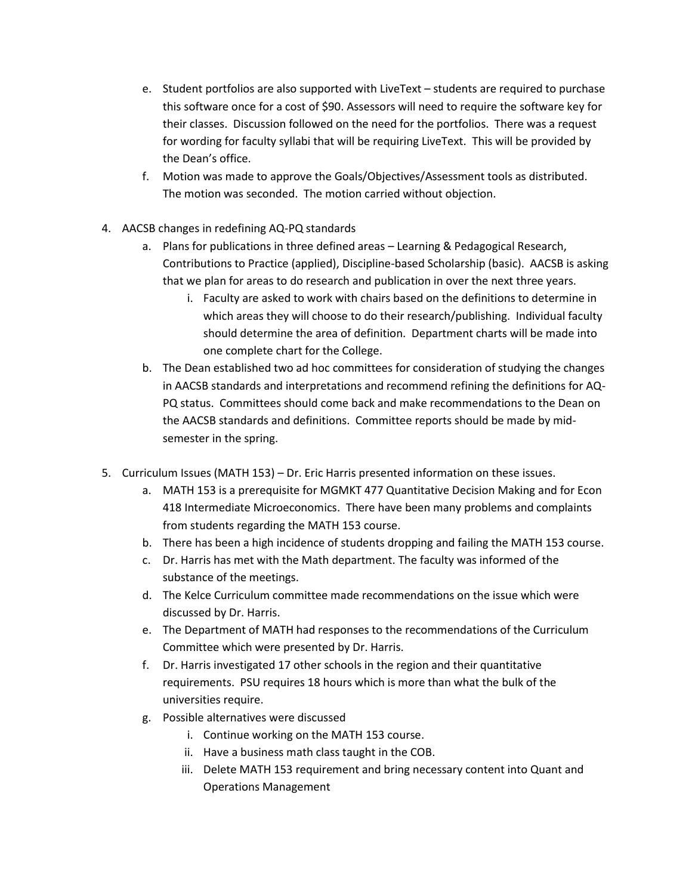e. Student portfolios are also supported with LiveText – students are required to purchase this software once for a cost of $90. Assessors will need to require the software key for their classes. Discussion followed on the need for the portfolios. There was a request for wording for faculty syllabi that will be requiring LiveText. This will be provided by the Dean's office.
   f. Motion was made to approve the Goals/Objectives/Assessment tools as distributed. The motion was seconded. The motion carried without objection.

4. AACSB changes in redefining AQ-PQ standards
   a. Plans for publications in three defined areas – Learning & Pedagogical Research, Contributions to Practice (applied), Discipline-based Scholarship (basic). AACSB is asking that we plan for areas to do research and publication in over the next three years.
      i. Faculty are asked to work with chairs based on the definitions to determine in which areas they will choose to do their research/publishing. Individual faculty should determine the area of definition. Department charts will be made into one complete chart for the College.
   b. The Dean established two ad hoc committees for consideration of studying the changes in AACSB standards and interpretations and recommend refining the definitions for AQ-PQ status. Committees should come back and make recommendations to the Dean on the AACSB standards and definitions. Committee reports should be made by mid-semester in the spring.

5. Curriculum Issues (MATH 153) – Dr. Eric Harris presented information on these issues.
   a. MATH 153 is a prerequisite for MGMKT 477 Quantitative Decision Making and for Econ 418 Intermediate Microeconomics. There have been many problems and complaints from students regarding the MATH 153 course.
   b. There has been a high incidence of students dropping and failing the MATH 153 course.
   c. Dr. Harris has met with the Math department. The faculty was informed of the substance of the meetings.
   d. The Kelce Curriculum committee made recommendations on the issue which were discussed by Dr. Harris.
   e. The Department of MATH had responses to the recommendations of the Curriculum Committee which were presented by Dr. Harris.
   f. Dr. Harris investigated 17 other schools in the region and their quantitative requirements. PSU requires 18 hours which is more than what the bulk of the universities require.
   g. Possible alternatives were discussed
      i. Continue working on the MATH 153 course.
      ii. Have a business math class taught in the COB.
      iii. Delete MATH 153 requirement and bring necessary content into Quant and Operations Management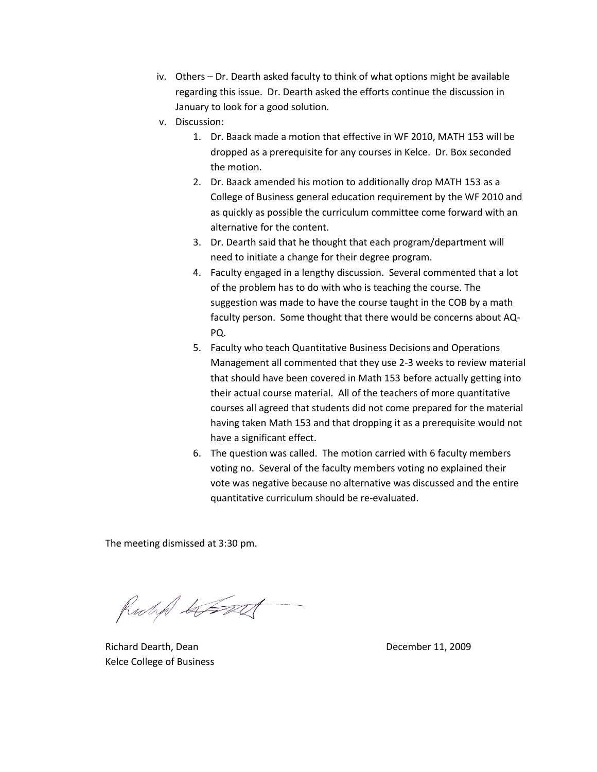iv. Others – Dr. Dearth asked faculty to think of what options might be available regarding this issue. Dr. Dearth asked the efforts continue the discussion in January to look for a good solution.

v. Discussion:

   1. Dr. Baack made a motion that effective in WF 2010, MATH 153 will be dropped as a prerequisite for any courses in Kelce. Dr. Box seconded the motion.
   2. Dr. Baack amended his motion to additionally drop MATH 153 as a College of Business general education requirement by the WF 2010 and as quickly as possible the curriculum committee come forward with an alternative for the content.
   3. Dr. Dearth said that he thought that each program/department will need to initiate a change for their degree program.
   4. Faculty engaged in a lengthy discussion. Several commented that a lot of the problem has to do with who is teaching the course. The suggestion was made to have the course taught in the COB by a math faculty person. Some thought that there would be concerns about AQ-PQ.
   5. Faculty who teach Quantitative Business Decisions and Operations Management all commented that they use 2-3 weeks to review material that should have been covered in Math 153 before actually getting into their actual course material. All of the teachers of more quantitative courses all agreed that students did not come prepared for the material having taken Math 153 and that dropping it as a prerequisite would not have a significant effect.
   6. The question was called. The motion carried with 6 faculty members voting no. Several of the faculty members voting no explained their vote was negative because no alternative was discussed and the entire quantitative curriculum should be re-evaluated.

The meeting dismissed at 3:30 pm.

Richard Dearth, Dean
Kelce College of Business

December 11, 2009